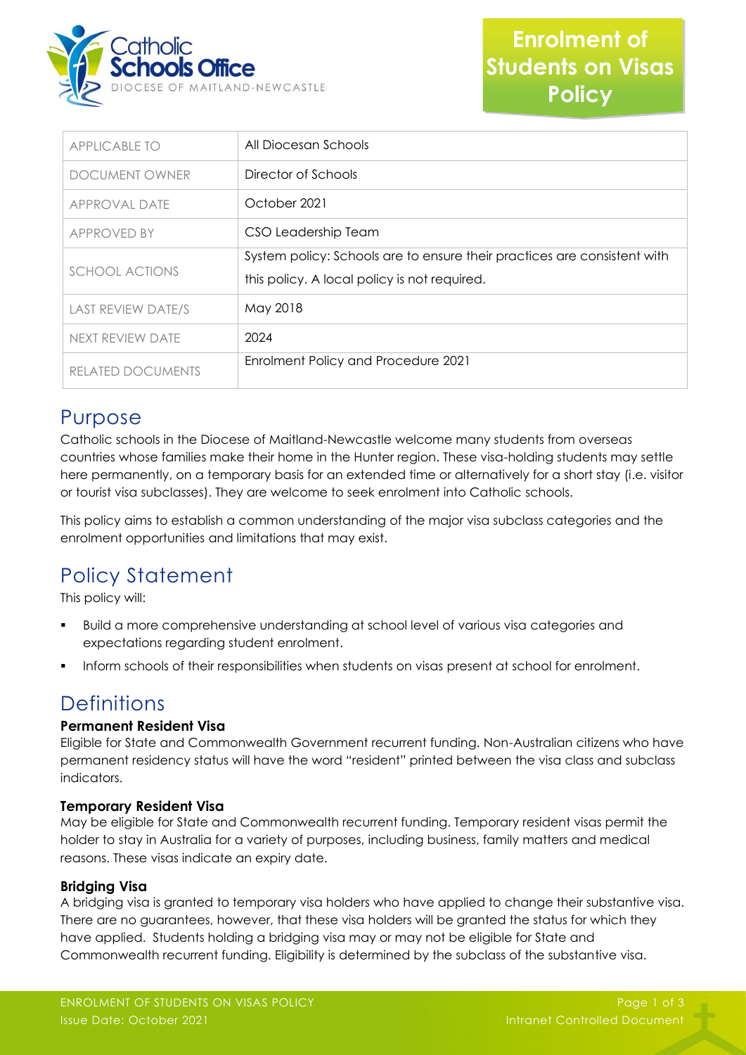# Enrolment of Students on Visas Policy

| APPLICABLE TO | All Diocesan Schools |
|---|---|
| DOCUMENT OWNER | Director of Schools |
| APPROVAL DATE | October 2021 |
| APPROVED BY | CSO Leadership Team |
| SCHOOL ACTIONS | System policy: Schools are to ensure their practices are consistent with this policy. A local policy is not required. |
| LAST REVIEW DATE/S | May 2018 |
| NEXT REVIEW DATE | 2024 |
| RELATED DOCUMENTS | Enrolment Policy and Procedure 2021 |

## Purpose

Catholic schools in the Diocese of Maitland-Newcastle welcome many students from overseas countries whose families make their home in the Hunter region. These visa-holding students may settle here permanently, on a temporary basis for an extended time or alternatively for a short stay (i.e. visitor or tourist visa subclasses). They are welcome to seek enrolment into Catholic schools.

This policy aims to establish a common understanding of the major visa subclass categories and the enrolment opportunities and limitations that may exist.

## Policy Statement

This policy will:

- Build a more comprehensive understanding at school level of various visa categories and expectations regarding student enrolment.
- Inform schools of their responsibilities when students on visas present at school for enrolment.

## Definitions

**Permanent Resident Visa**

Eligible for State and Commonwealth Government recurrent funding. Non-Australian citizens who have permanent residency status will have the word "resident" printed between the visa class and subclass indicators.

**Temporary Resident Visa**

May be eligible for State and Commonwealth recurrent funding. Temporary resident visas permit the holder to stay in Australia for a variety of purposes, including business, family matters and medical reasons. These visas indicate an expiry date.

**Bridging Visa**

A bridging visa is granted to temporary visa holders who have applied to change their substantive visa. There are no guarantees, however, that these visa holders will be granted the status for which they have applied. Students holding a bridging visa may or may not be eligible for State and Commonwealth recurrent funding. Eligibility is determined by the subclass of the substantive visa.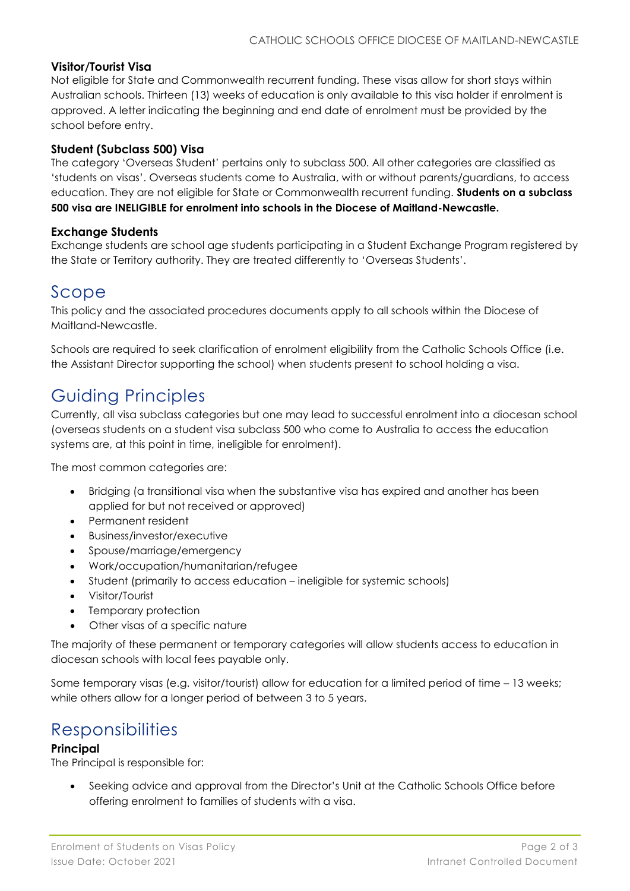### Visitor/Tourist Visa

Not eligible for State and Commonwealth recurrent funding. These visas allow for short stays within Australian schools. Thirteen (13) weeks of education is only available to this visa holder if enrolment is approved. A letter indicating the beginning and end date of enrolment must be provided by the school before entry.

### Student (Subclass 500) Visa

The category 'Overseas Student' pertains only to subclass 500. All other categories are classified as 'students on visas'. Overseas students come to Australia, with or without parents/guardians, to access education. They are not eligible for State or Commonwealth recurrent funding. **Students on a subclass 500 visa are INELIGIBLE for enrolment into schools in the Diocese of Maitland-Newcastle.**

### Exchange Students

Exchange students are school age students participating in a Student Exchange Program registered by the State or Territory authority. They are treated differently to 'Overseas Students'.

## Scope

This policy and the associated procedures documents apply to all schools within the Diocese of Maitland-Newcastle.

Schools are required to seek clarification of enrolment eligibility from the Catholic Schools Office (i.e. the Assistant Director supporting the school) when students present to school holding a visa.

## Guiding Principles

Currently, all visa subclass categories but one may lead to successful enrolment into a diocesan school (overseas students on a student visa subclass 500 who come to Australia to access the education systems are, at this point in time, ineligible for enrolment).

The most common categories are:

- Bridging (a transitional visa when the substantive visa has expired and another has been applied for but not received or approved)
- Permanent resident
- Business/investor/executive
- Spouse/marriage/emergency
- Work/occupation/humanitarian/refugee
- Student (primarily to access education – ineligible for systemic schools)
- Visitor/Tourist
- Temporary protection
- Other visas of a specific nature

The majority of these permanent or temporary categories will allow students access to education in diocesan schools with local fees payable only.

Some temporary visas (e.g. visitor/tourist) allow for education for a limited period of time – 13 weeks; while others allow for a longer period of between 3 to 5 years.

## Responsibilities

### Principal

The Principal is responsible for:

- Seeking advice and approval from the Director's Unit at the Catholic Schools Office before offering enrolment to families of students with a visa.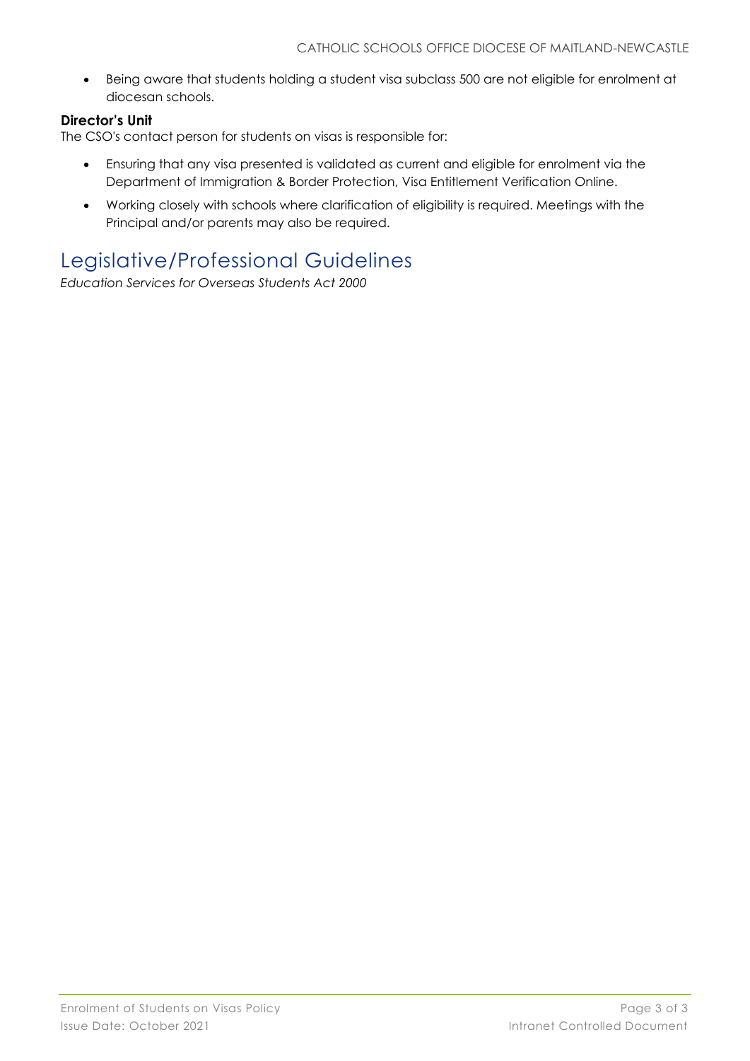- Being aware that students holding a student visa subclass 500 are not eligible for enrolment at diocesan schools.

**Director's Unit**

The CSO's contact person for students on visas is responsible for:

- Ensuring that any visa presented is validated as current and eligible for enrolment via the Department of Immigration & Border Protection, Visa Entitlement Verification Online.
- Working closely with schools where clarification of eligibility is required. Meetings with the Principal and/or parents may also be required.

# Legislative/Professional Guidelines

*Education Services for Overseas Students Act 2000*